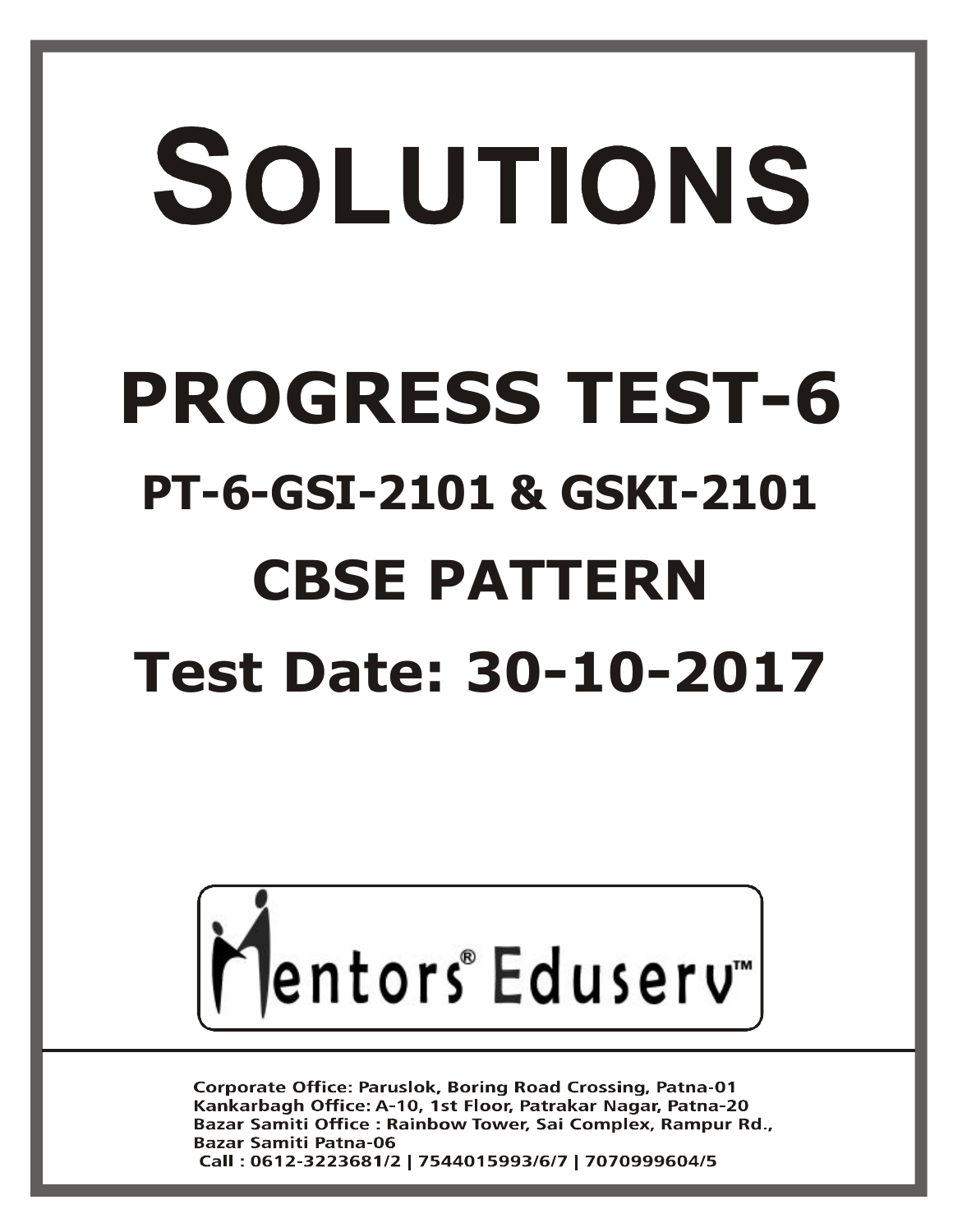# SOLUTIONS

# PROGRESS TEST-6

## PT-6-GSI-2101 & GSKI-2101

## CBSE PATTERN

## Test Date: 30-10-2017

Mentors® Eduserv™

**Corporate Office:** Paruslok, Boring Road Crossing, Patna-01
**Kankarbagh Office:** A-10, 1st Floor, Patrakar Nagar, Patna-20
**Bazar Samiti Office :** Rainbow Tower, Sai Complex, Rampur Rd., Bazar Samiti Patna-06
**Call :** 0612-3223681/2 | 7544015993/6/7 | 7070999604/5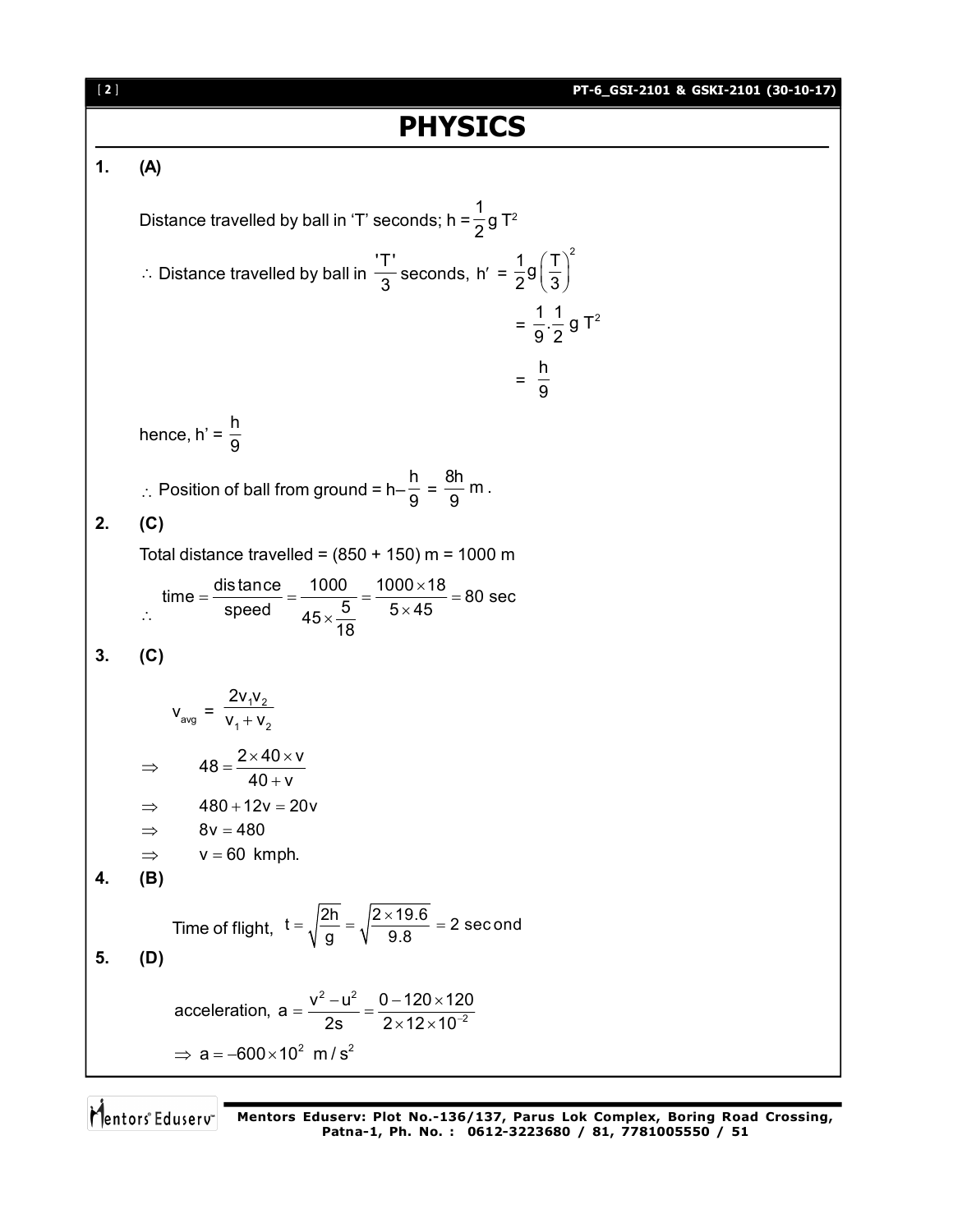# PHYSICS

**1. (A)**

Distance travelled by ball in 'T' seconds; $h = \frac{1}{2} g T^2$

$\therefore$ Distance travelled by ball in $\frac{'T'}{3}$ seconds, $h' = \frac{1}{2} g \left(\frac{T}{3}\right)^2$

$$= \frac{1}{9} \cdot \frac{1}{2} g T^2$$

$$= \frac{h}{9}$$

hence, $h' = \frac{h}{9}$

$\therefore$ Position of ball from ground = $h - \frac{h}{9} = \frac{8h}{9}$ m.

**2. (C)**

Total distance travelled = (850 + 150) m = 1000 m

$\therefore \quad \text{time} = \frac{\text{distance}}{\text{speed}} = \frac{1000}{45 \times \frac{5}{18}} = \frac{1000 \times 18}{5 \times 45} = 80 \text{ sec}$

**3. (C)**

$$v_{avg} = \frac{2v_1v_2}{v_1 + v_2}$$

$\Rightarrow \quad 48 = \frac{2 \times 40 \times v}{40 + v}$

$\Rightarrow \quad 480 + 12v = 20v$

$\Rightarrow \quad 8v = 480$

$\Rightarrow \quad v = 60$ kmph.

**4. (B)**

Time of flight, $t = \sqrt{\frac{2h}{g}} = \sqrt{\frac{2 \times 19.6}{9.8}} = 2 \text{ second}$

**5. (D)**

acceleration, $a = \frac{v^2 - u^2}{2s} = \frac{0 - 120 \times 120}{2 \times 12 \times 10^{-2}}$

$\Rightarrow a = -600 \times 10^2 \text{ m/s}^2$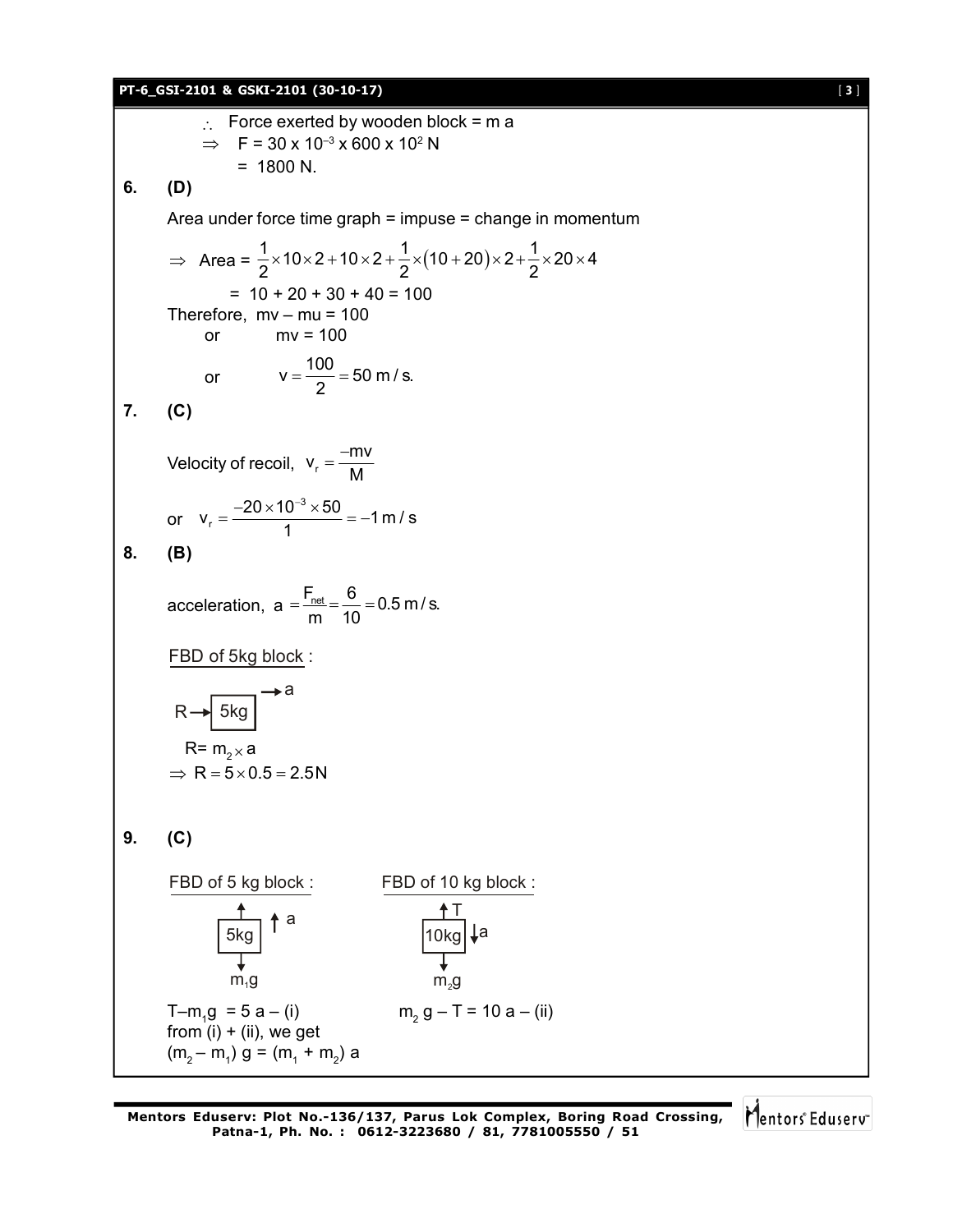$\therefore$ Force exerted by wooden block = m a

$\Rightarrow$ F = 30 x $10^{-3}$ x 600 x $10^2$ N

= 1800 N.

**6. (D)**

Area under force time graph = impuse = change in momentum

$$\Rightarrow \text{ Area} = \frac{1}{2}\times 10\times 2 + 10\times 2 + \frac{1}{2}\times(10+20)\times 2 + \frac{1}{2}\times 20\times 4$$

= 10 + 20 + 30 + 40 = 100

Therefore, mv – mu = 100

or mv = 100

or $v = \frac{100}{2} = 50 \text{ m/s.}$

**7. (C)**

Velocity of recoil, $v_r = \frac{-mv}{M}$

or $v_r = \frac{-20\times 10^{-3}\times 50}{1} = -1 \text{ m/s}$

**8. (B)**

acceleration, $a = \frac{F_{net}}{m} = \frac{6}{10} = 0.5 \text{ m/s.}$

FBD of 5kg block :

R → [5kg] → a

R= $m_2 \times a$

$\Rightarrow R = 5\times 0.5 = 2.5\text{N}$

**9. (C)**

FBD of 5 kg block :

[5kg] with upward arrow (T), acceleration a upward, $m_1g$ downward

FBD of 10 kg block :

[10kg] with upward arrow T, acceleration a downward, $m_2g$ downward

$T - m_1g = 5a$ – (i)

$m_2g - T = 10a$ – (ii)

from (i) + (ii), we get

$(m_2 - m_1)g = (m_1 + m_2)a$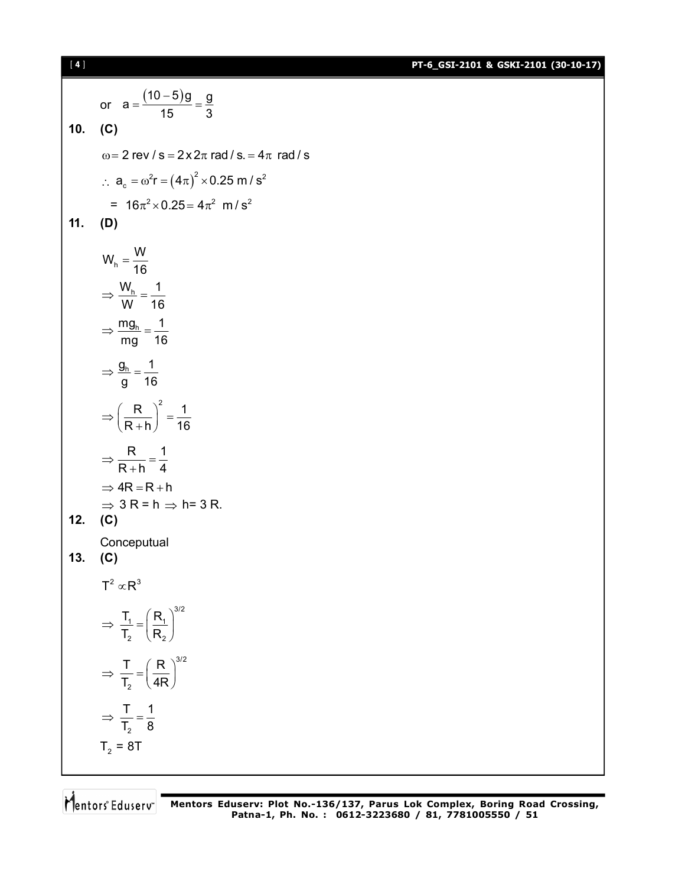or $a = \frac{(10-5)g}{15} = \frac{g}{3}$

**10. (C)**

$\omega = 2 \text{ rev/s} = 2 \times 2\pi \text{ rad/s} = 4\pi \text{ rad/s}$

$\therefore a_c = \omega^2 r = (4\pi)^2 \times 0.25 \text{ m/s}^2$

$= 16\pi^2 \times 0.25 = 4\pi^2 \text{ m/s}^2$

**11. (D)**

$W_h = \frac{W}{16}$

$\Rightarrow \frac{W_h}{W} = \frac{1}{16}$

$\Rightarrow \frac{mg_h}{mg} = \frac{1}{16}$

$\Rightarrow \frac{g_h}{g} = \frac{1}{16}$

$\Rightarrow \left(\frac{R}{R+h}\right)^2 = \frac{1}{16}$

$\Rightarrow \frac{R}{R+h} = \frac{1}{4}$

$\Rightarrow 4R = R + h$

$\Rightarrow 3R = h \Rightarrow h = 3R.$

**12. (C)**

Conceputual

**13. (C)**

$T^2 \propto R^3$

$\Rightarrow \frac{T_1}{T_2} = \left(\frac{R_1}{R_2}\right)^{3/2}$

$\Rightarrow \frac{T}{T_2} = \left(\frac{R}{4R}\right)^{3/2}$

$\Rightarrow \frac{T}{T_2} = \frac{1}{8}$

$T_2 = 8T$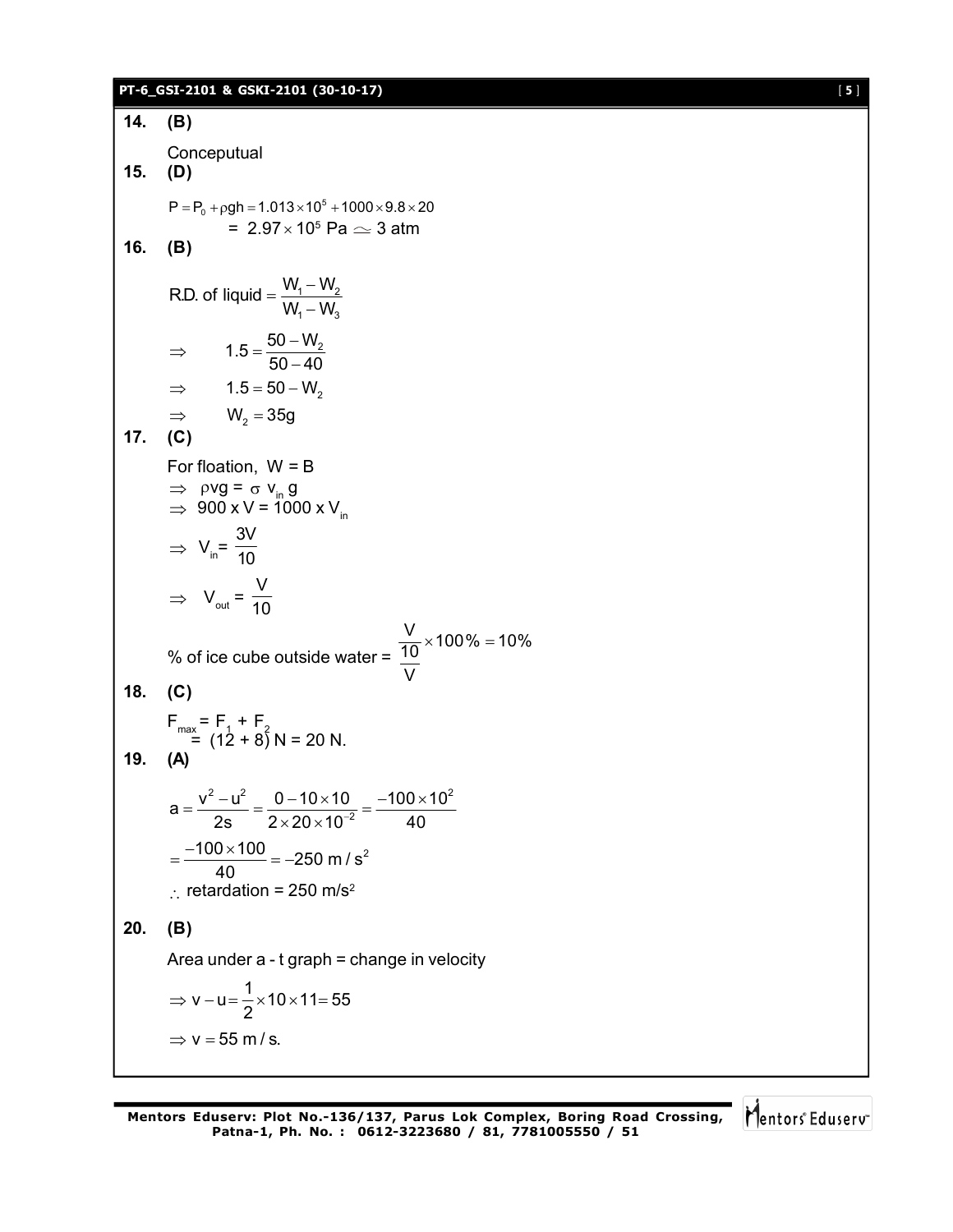**14. (B)**

Conceputual

**15. (D)**

$$P = P_0 + \rho gh = 1.013 \times 10^5 + 1000 \times 9.8 \times 20$$

$$= 2.97 \times 10^5 \text{ Pa} \simeq 3 \text{ atm}$$

**16. (B)**

$$\text{R.D. of liquid} = \frac{W_1 - W_2}{W_1 - W_3}$$

$$\Rightarrow \quad 1.5 = \frac{50 - W_2}{50 - 40}$$

$$\Rightarrow \quad 1.5 = 50 - W_2$$

$$\Rightarrow \quad W_2 = 35\text{g}$$

**17. (C)**

For floation, W = B

$\Rightarrow$ $\rho vg = \sigma v_{in} g$

$\Rightarrow$ $900 \times V = 1000 \times V_{in}$

$$\Rightarrow \; V_{in} = \frac{3V}{10}$$

$$\Rightarrow \; V_{out} = \frac{V}{10}$$

$$\text{\% of ice cube outside water} = \frac{\frac{V}{10}}{V} \times 100\% = 10\%$$

**18. (C)**

$F_{max} = F_1 + F_2$

$= (12 + 8)$ N = 20 N.

**19. (A)**

$$a = \frac{v^2 - u^2}{2s} = \frac{0 - 10 \times 10}{2 \times 20 \times 10^{-2}} = \frac{-100 \times 10^2}{40}$$

$$= \frac{-100 \times 100}{40} = -250 \text{ m/s}^2$$

$\therefore$ retardation = 250 m/s$^2$

**20. (B)**

Area under a - t graph = change in velocity

$$\Rightarrow v - u = \frac{1}{2} \times 10 \times 11 = 55$$

$$\Rightarrow v = 55 \text{ m/s.}$$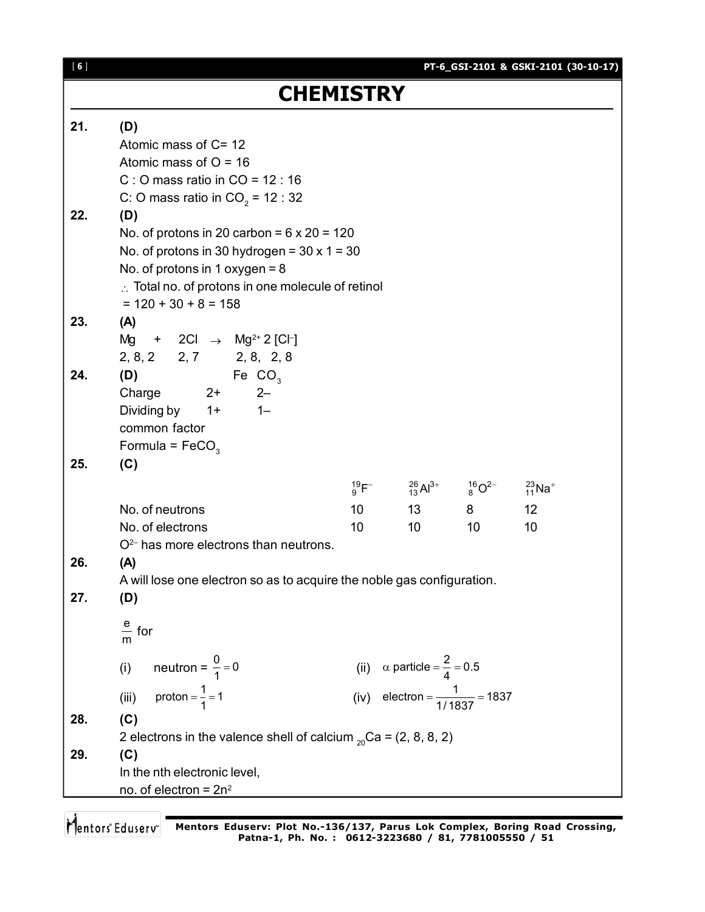# CHEMISTRY

**21.** **(D)**

Atomic mass of C= 12

Atomic mass of O = 16

C : O mass ratio in CO = 12 : 16

C: O mass ratio in $CO_2$ = 12 : 32

**22.** **(D)**

No. of protons in 20 carbon = 6 x 20 = 120

No. of protons in 30 hydrogen = 30 x 1 = 30

No. of protons in 1 oxygen = 8

$\therefore$ Total no. of protons in one molecule of retinol

= 120 + 30 + 8 = 158

**23.** **(A)**

Mg + 2Cl $\rightarrow$ $Mg^{2+}$ 2 [$Cl^-$]

2, 8, 2   2, 7   2, 8, 2, 8

**24.** **(D)**

| | Fe | $CO_3$ |
|---|---|---|
| Charge | 2+ | 2– |
| Dividing by common factor | 1+ | 1– |

Formula = $FeCO_3$

**25.** **(C)**

| | $^{19}_{9}F^-$ | $^{26}_{13}Al^{3+}$ | $^{16}_{8}O^{2-}$ | $^{23}_{11}Na^+$ |
|---|---|---|---|---|
| No. of neutrons | 10 | 13 | 8 | 12 |
| No. of electrons | 10 | 10 | 10 | 10 |

$O^{2-}$ has more electrons than neutrons.

**26.** **(A)**

A will lose one electron so as to acquire the noble gas configuration.

**27.** **(D)**

$\frac{e}{m}$ for

(i) neutron = $\frac{0}{1} = 0$

(ii) $\alpha$ particle $= \frac{2}{4} = 0.5$

(iii) proton $= \frac{1}{1} = 1$

(iv) electron $= \frac{1}{1/1837} = 1837$

**28.** **(C)**

2 electrons in the valence shell of calcium $_{20}Ca$ = (2, 8, 8, 2)

**29.** **(C)**

In the nth electronic level,

no. of electron = $2n^2$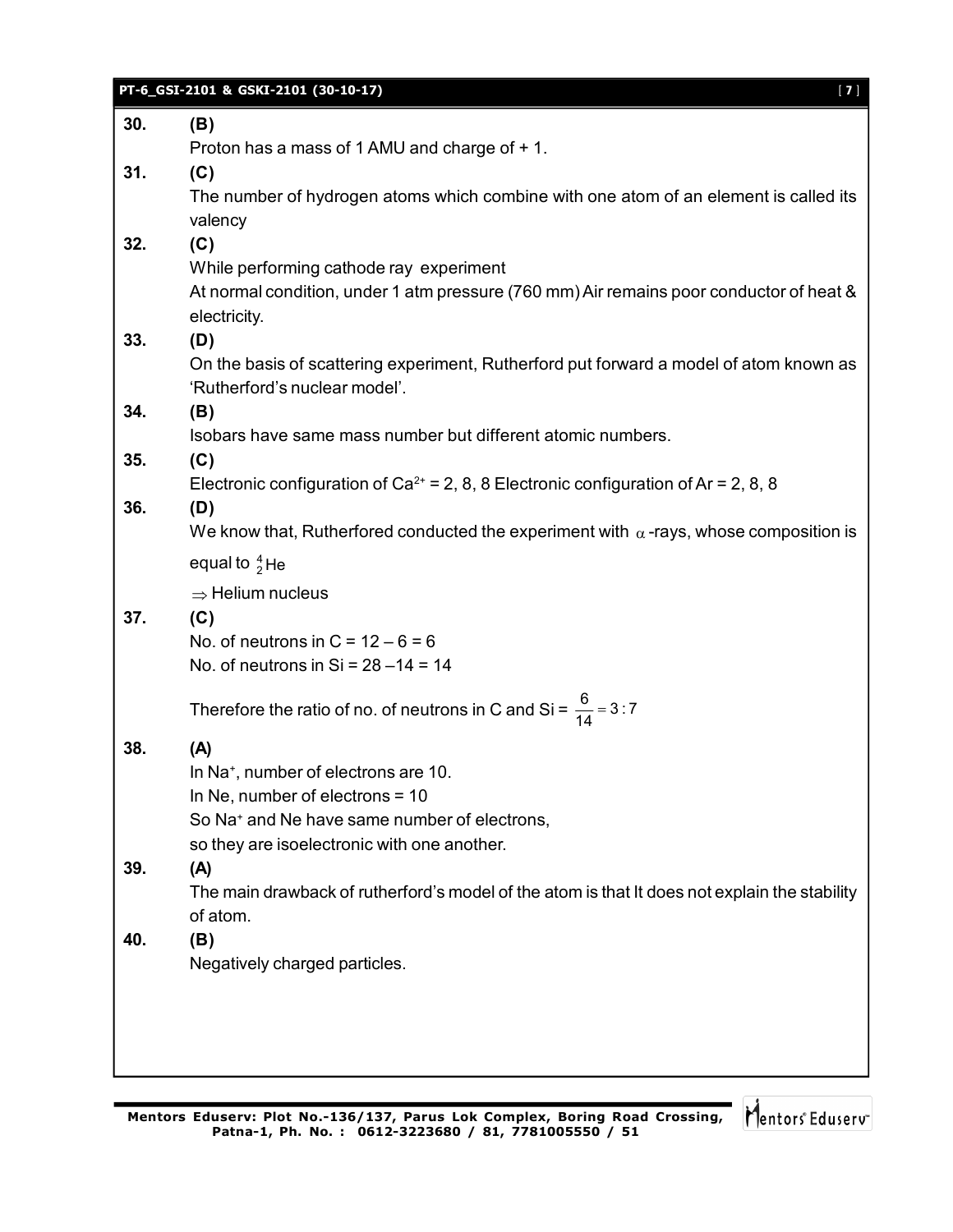**30.** **(B)**

Proton has a mass of 1 AMU and charge of + 1.

**31.** **(C)**

The number of hydrogen atoms which combine with one atom of an element is called its valency

**32.** **(C)**

While performing cathode ray experiment

At normal condition, under 1 atm pressure (760 mm) Air remains poor conductor of heat & electricity.

**33.** **(D)**

On the basis of scattering experiment, Rutherford put forward a model of atom known as 'Rutherford's nuclear model'.

**34.** **(B)**

Isobars have same mass number but different atomic numbers.

**35.** **(C)**

Electronic configuration of $Ca^{2+}$ = 2, 8, 8 Electronic configuration of Ar = 2, 8, 8

**36.** **(D)**

We know that, Rutherfored conducted the experiment with $\alpha$-rays, whose composition is equal to ${}^{4}_{2}He$

$\Rightarrow$ Helium nucleus

**37.** **(C)**

No. of neutrons in C = 12 – 6 = 6

No. of neutrons in Si = 28 –14 = 14

Therefore the ratio of no. of neutrons in C and Si = $\frac{6}{14} = 3:7$

**38.** **(A)**

In $Na^{+}$, number of electrons are 10.

In Ne, number of electrons = 10

So $Na^{+}$ and Ne have same number of electrons,

so they are isoelectronic with one another.

**39.** **(A)**

The main drawback of rutherford's model of the atom is that It does not explain the stability of atom.

**40.** **(B)**

Negatively charged particles.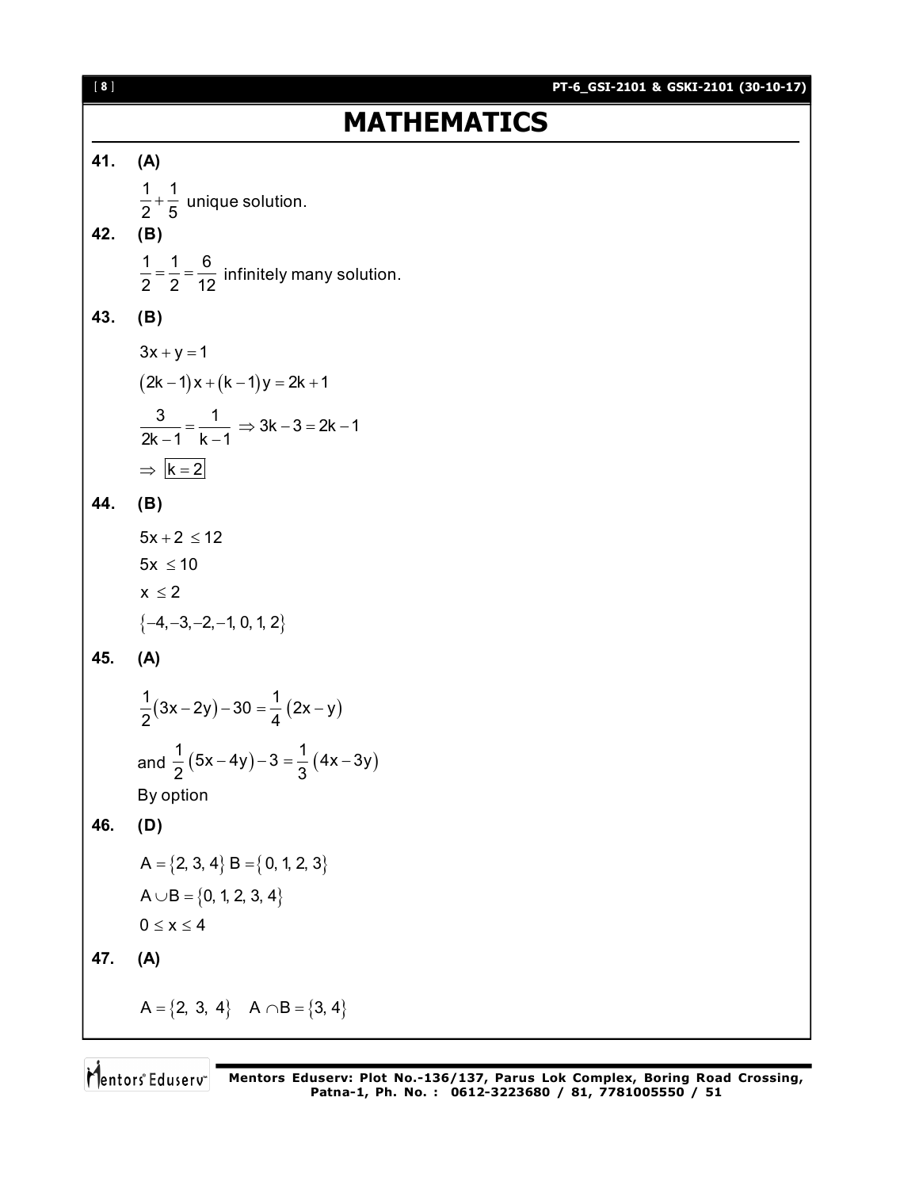# MATHEMATICS

**41.** **(A)**

$\frac{1}{2} + \frac{1}{5}$ unique solution.

**42.** **(B)**

$\frac{1}{2} = \frac{1}{2} = \frac{6}{12}$ infinitely many solution.

**43.** **(B)**

$3x + y = 1$

$(2k-1)x + (k-1)y = 2k+1$

$\frac{3}{2k-1} = \frac{1}{k-1} \Rightarrow 3k - 3 = 2k - 1$

$\Rightarrow \boxed{k = 2}$

**44.** **(B)**

$5x + 2 \leq 12$

$5x \leq 10$

$x \leq 2$

$\{-4, -3, -2, -1, 0, 1, 2\}$

**45.** **(A)**

$\frac{1}{2}(3x - 2y) - 30 = \frac{1}{4}(2x - y)$

and $\frac{1}{2}(5x - 4y) - 3 = \frac{1}{3}(4x - 3y)$

By option

**46.** **(D)**

$A = \{2, 3, 4\}$ $B = \{0, 1, 2, 3\}$

$A \cup B = \{0, 1, 2, 3, 4\}$

$0 \leq x \leq 4$

**47.** **(A)**

$A = \{2, 3, 4\}$ $\quad A \cap B = \{3, 4\}$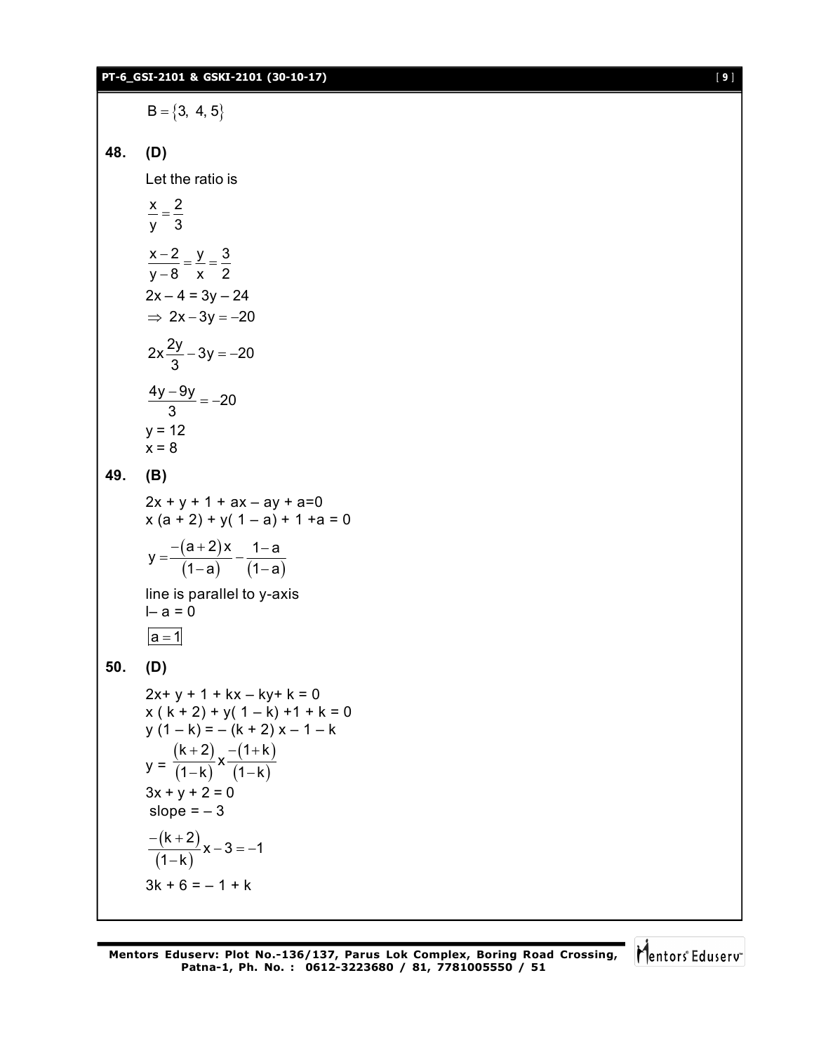$B = \{3,\ 4, 5\}$

**48. (D)**

Let the ratio is

$$\frac{x}{y} = \frac{2}{3}$$

$$\frac{x-2}{y-8} = \frac{y}{x} = \frac{3}{2}$$

$2x - 4 = 3y - 24$

$\Rightarrow\ 2x - 3y = -20$

$$2x\frac{2y}{3} - 3y = -20$$

$$\frac{4y - 9y}{3} = -20$$

$y = 12$

$x = 8$

**49. (B)**

$2x + y + 1 + ax - ay + a = 0$

$x\,(a + 2) + y(\ 1 - a) + 1 + a = 0$

$$y = \frac{-(a+2)x}{(1-a)} - \frac{1-a}{(1-a)}$$

line is parallel to y-axis

$l - a = 0$

$\boxed{a = 1}$

**50. (D)**

$2x + y + 1 + kx - ky + k = 0$

$x\,(\,k + 2) + y(\,1 - k) + 1 + k = 0$

$y\,(1 - k) = -\,(k + 2)\,x - 1 - k$

$$y = \frac{(k+2)}{(1-k)}x\frac{-(1+k)}{(1-k)}$$

$3x + y + 2 = 0$

slope $= -\,3$

$$\frac{-(k+2)}{(1-k)}x - 3 = -1$$

$3k + 6 = -\,1 + k$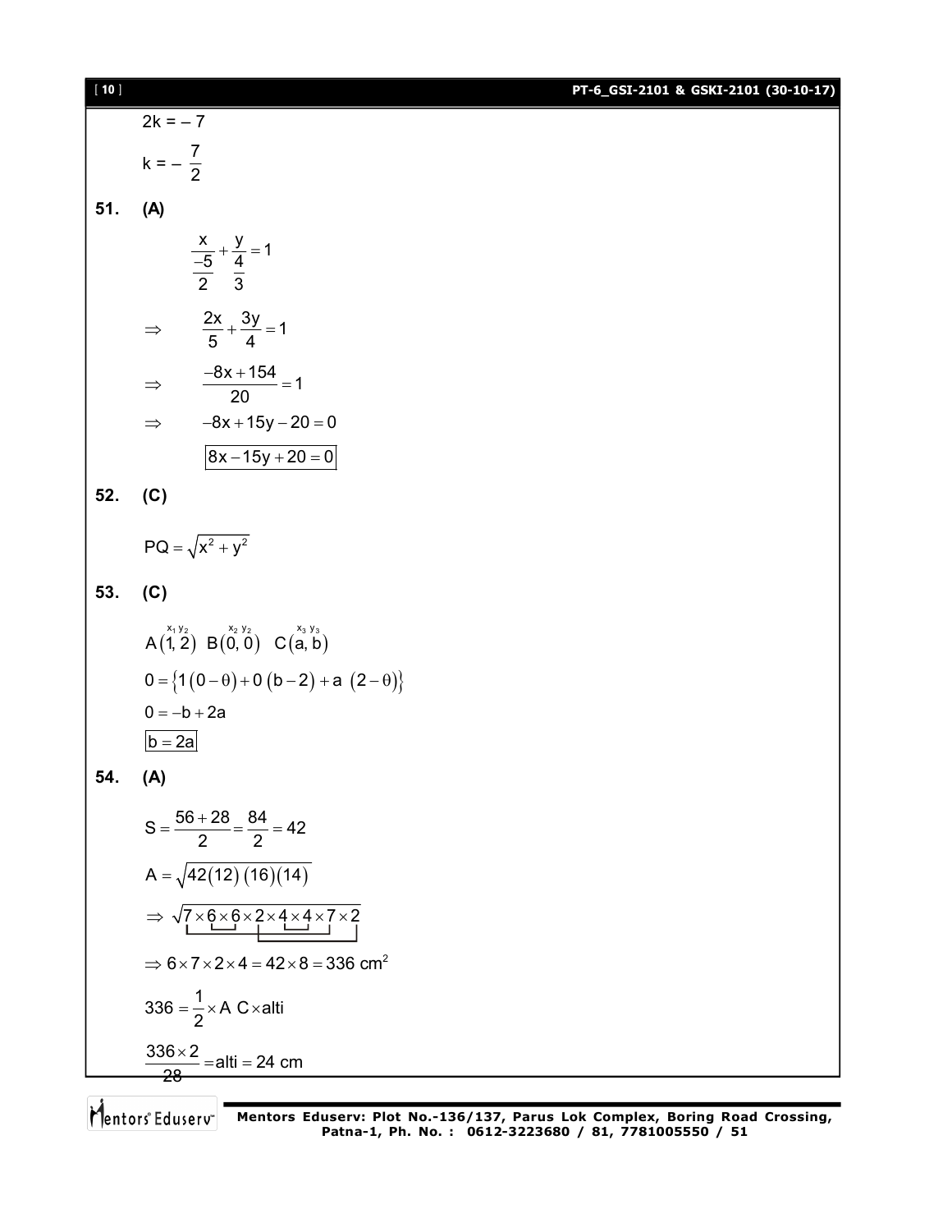$2k = -7$

$k = -\dfrac{7}{2}$

**51. (A)**

$$\frac{x}{\frac{-5}{2}} + \frac{y}{\frac{4}{3}} = 1$$

$$\Rightarrow \quad \frac{2x}{5} + \frac{3y}{4} = 1$$

$$\Rightarrow \quad \frac{-8x + 154}{20} = 1$$

$$\Rightarrow \quad -8x + 15y - 20 = 0$$

$$\boxed{8x - 15y + 20 = 0}$$

**52. (C)**

$$PQ = \sqrt{x^2 + y^2}$$

**53. (C)**

$$A\overset{x_1\,y_2}{(1, 2)} \quad B\overset{x_2\,y_2}{(0, 0)} \quad C\overset{x_3\,y_3}{(a, b)}$$

$$0 = \{1(0 - \theta) + 0(b - 2) + a\ (2 - \theta)\}$$

$$0 = -b + 2a$$

$$\boxed{b = 2a}$$

**54. (A)**

$$S = \frac{56 + 28}{2} = \frac{84}{2} = 42$$

$$A = \sqrt{42(12)(16)(14)}$$

$$\Rightarrow \sqrt{7 \times 6 \times 6 \times 2 \times 4 \times 4 \times 7 \times 2}$$

$$\Rightarrow 6 \times 7 \times 2 \times 4 = 42 \times 8 = 336 \text{ cm}^2$$

$$336 = \frac{1}{2} \times A\ C \times \text{alti}$$

$$\frac{336 \times 2}{28} = \text{alti} = 24 \text{ cm}$$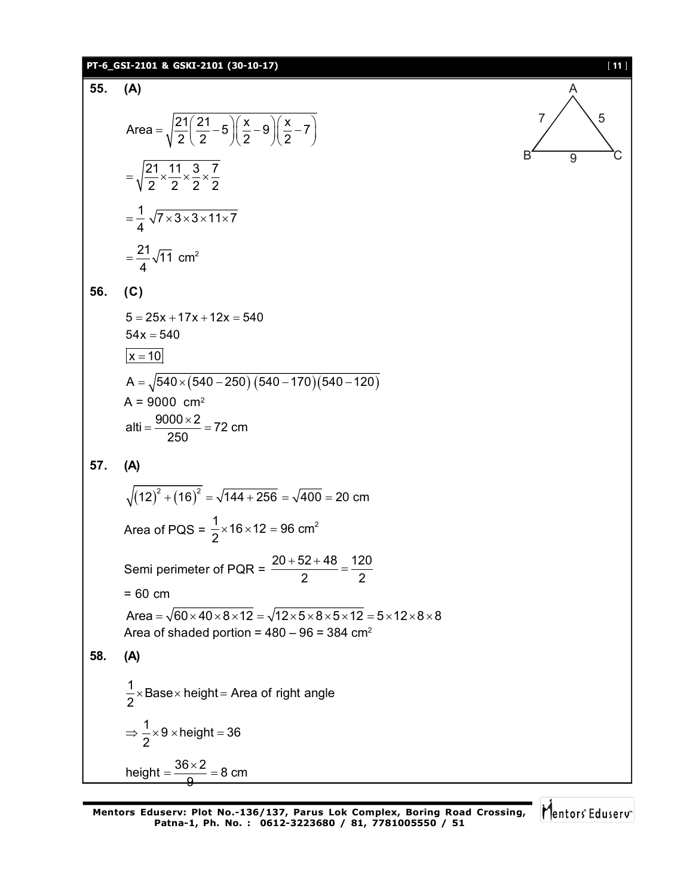**55. (A)**

A, B, C triangle with AB = 7, AC = 5, BC = 9

$$\text{Area} = \sqrt{\frac{21}{2}\left(\frac{21}{2}-5\right)\left(\frac{x}{2}-9\right)\left(\frac{x}{2}-7\right)}$$

$$= \sqrt{\frac{21}{2}\times\frac{11}{2}\times\frac{3}{2}\times\frac{7}{2}}$$

$$= \frac{1}{4}\sqrt{7\times3\times3\times11\times7}$$

$$= \frac{21}{4}\sqrt{11}\ \text{cm}^2$$

**56. (C)**

$$5 = 25x + 17x + 12x = 540$$

$$54x = 540$$

$$\boxed{x = 10}$$

$$A = \sqrt{540\times(540-250)\,(540-170)(540-120)}$$

$$A = 9000\ \text{cm}^2$$

$$\text{alti} = \frac{9000\times2}{250} = 72\ \text{cm}$$

**57. (A)**

$$\sqrt{(12)^2+(16)^2} = \sqrt{144+256} = \sqrt{400} = 20\ \text{cm}$$

Area of PQS = $\frac{1}{2}\times16\times12 = 96\ \text{cm}^2$

Semi perimeter of PQR = $\frac{20+52+48}{2} = \frac{120}{2}$

= 60 cm

$$\text{Area} = \sqrt{60\times40\times8\times12} = \sqrt{12\times5\times8\times5\times12} = 5\times12\times8\times8$$

Area of shaded portion = 480 – 96 = 384 cm$^2$

**58. (A)**

$$\frac{1}{2}\times\text{Base}\times\text{height} = \text{Area of right angle}$$

$$\Rightarrow \frac{1}{2}\times9\times\text{height} = 36$$

$$\text{height} = \frac{36\times2}{9} = 8\ \text{cm}$$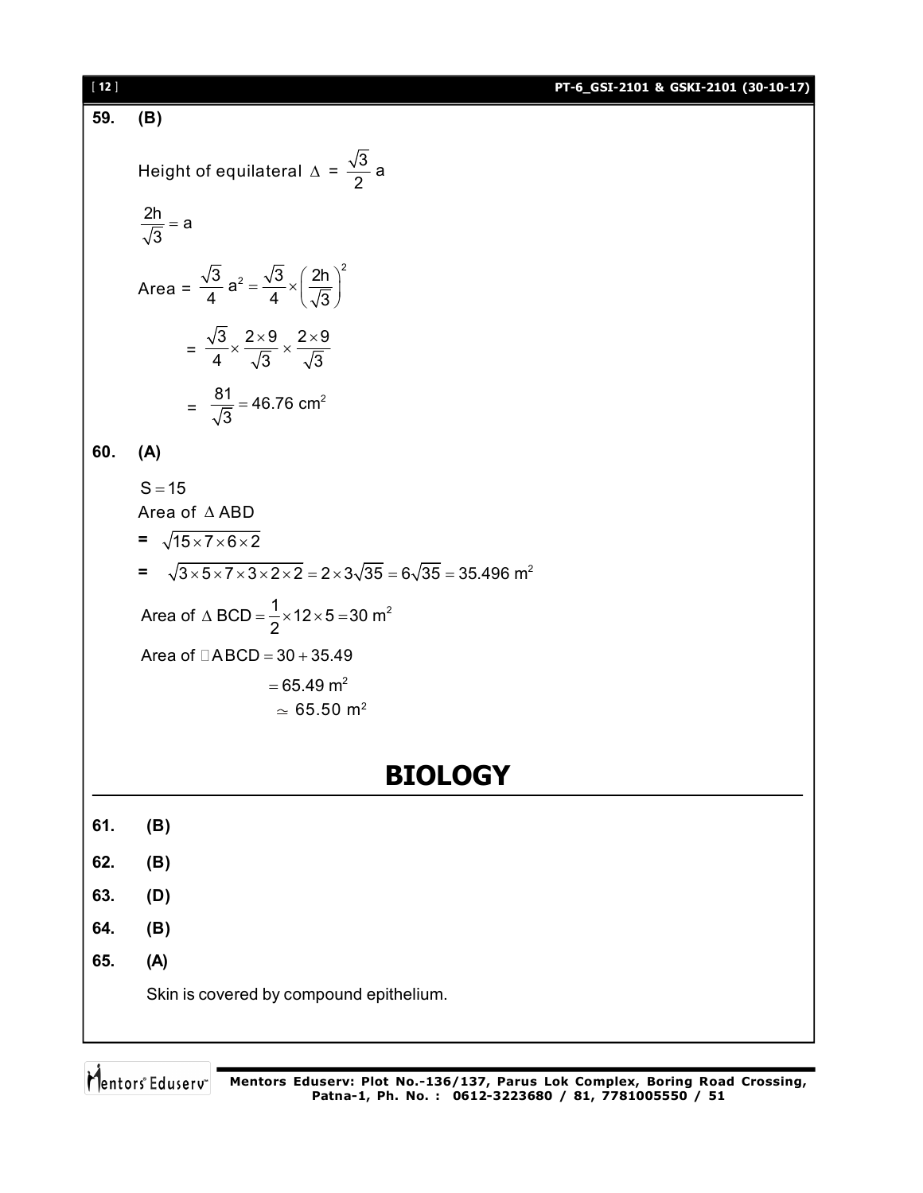**59.** **(B)**

Height of equilateral $\Delta$ = $\frac{\sqrt{3}}{2}a$

$\frac{2h}{\sqrt{3}} = a$

Area = $\frac{\sqrt{3}}{4}a^2 = \frac{\sqrt{3}}{4} \times \left(\frac{2h}{\sqrt{3}}\right)^2$

= $\frac{\sqrt{3}}{4} \times \frac{2 \times 9}{\sqrt{3}} \times \frac{2 \times 9}{\sqrt{3}}$

= $\frac{81}{\sqrt{3}} = 46.76 \text{ cm}^2$

**60.** **(A)**

$S = 15$

Area of $\Delta$ ABD

= $\sqrt{15 \times 7 \times 6 \times 2}$

= $\sqrt{3 \times 5 \times 7 \times 3 \times 2 \times 2} = 2 \times 3\sqrt{35} = 6\sqrt{35} = 35.496 \text{ m}^2$

Area of $\Delta$ BCD $= \frac{1}{2} \times 12 \times 5 = 30 \text{ m}^2$

Area of $\square$ABCD $= 30 + 35.49$

$= 65.49 \text{ m}^2$

$\simeq 65.50 \text{ m}^2$

# BIOLOGY

**61.** **(B)**

**62.** **(B)**

**63.** **(D)**

**64.** **(B)**

**65.** **(A)**

Skin is covered by compound epithelium.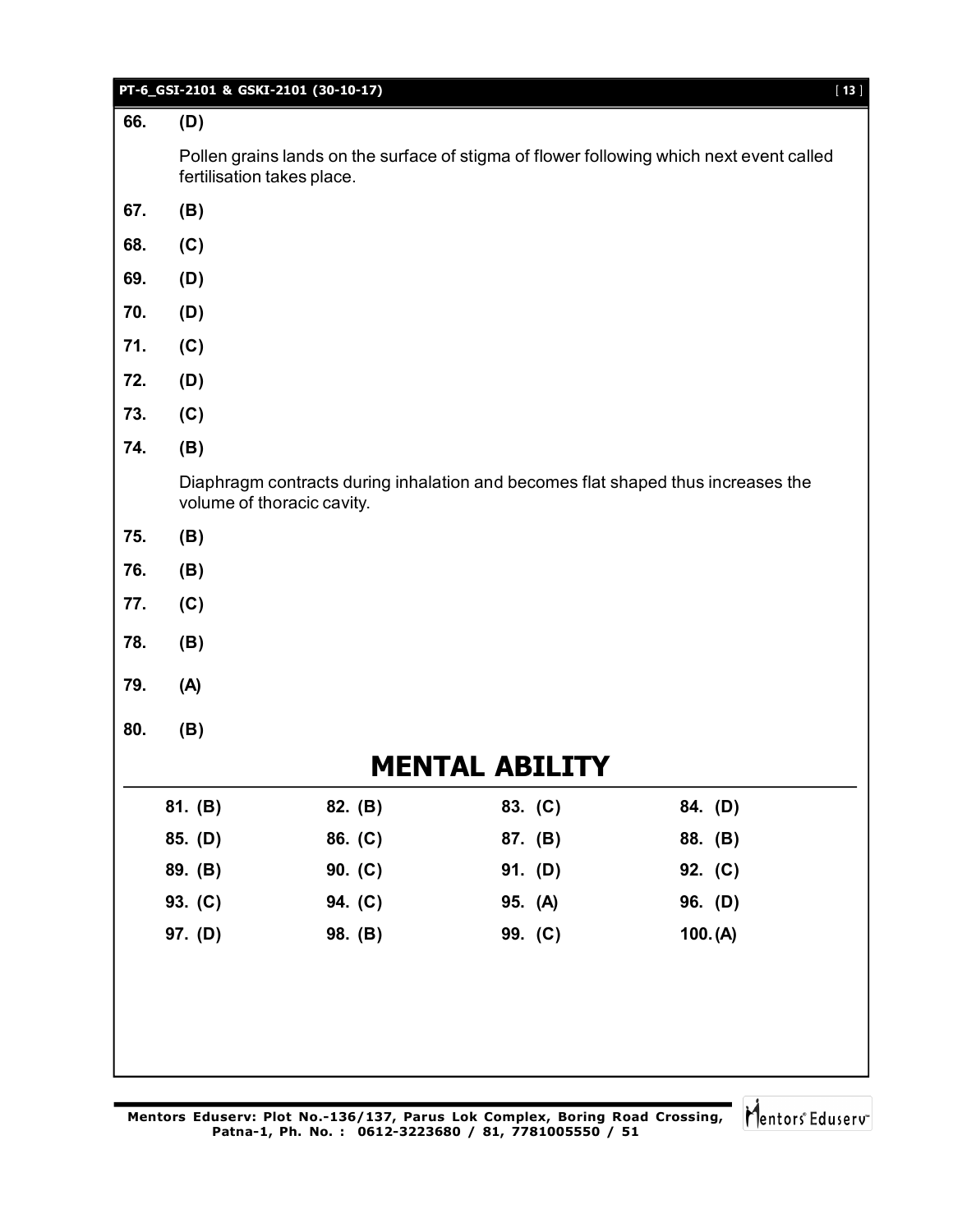66. **(D)**

Pollen grains lands on the surface of stigma of flower following which next event called fertilisation takes place.

67. **(B)**

68. **(C)**

69. **(D)**

70. **(D)**

71. **(C)**

72. **(D)**

73. **(C)**

74. **(B)**

Diaphragm contracts during inhalation and becomes flat shaped thus increases the volume of thoracic cavity.

75. **(B)**

76. **(B)**

77. **(C)**

78. **(B)**

79. **(A)**

80. **(B)**

# MENTAL ABILITY

| | | | |
|---|---|---|---|
| 81. (B) | 82. (B) | 83. (C) | 84. (D) |
| 85. (D) | 86. (C) | 87. (B) | 88. (B) |
| 89. (B) | 90. (C) | 91. (D) | 92. (C) |
| 93. (C) | 94. (C) | 95. (A) | 96. (D) |
| 97. (D) | 98. (B) | 99. (C) | 100. (A) |